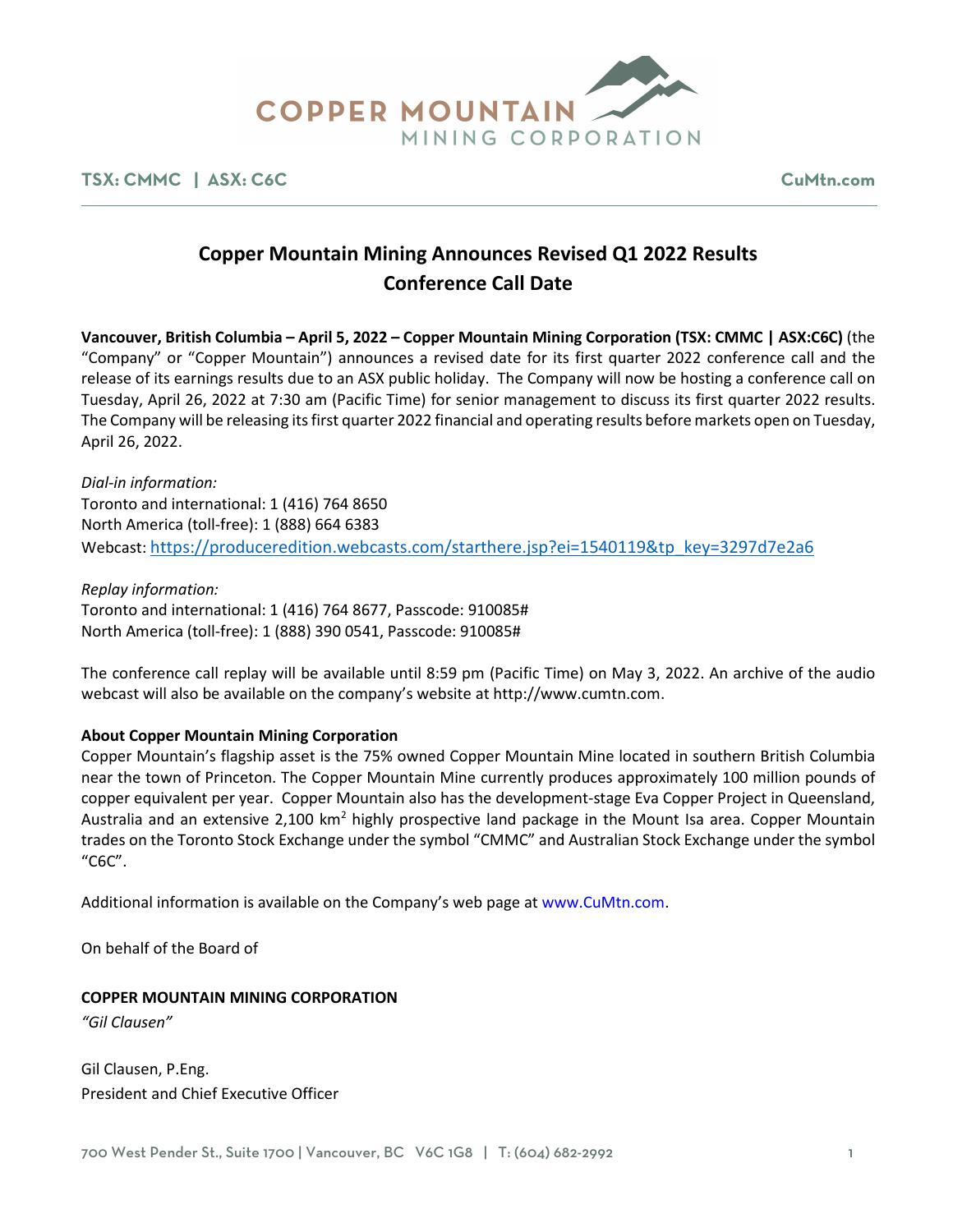COPPER MOUNTAIN MINING CORPORATION

TSX: CMMC | ASX: C6C    CuMtn.com

# Copper Mountain Mining Announces Revised Q1 2022 Results Conference Call Date

**Vancouver, British Columbia – April 5, 2022 – Copper Mountain Mining Corporation (TSX: CMMC | ASX:C6C)** (the "Company" or "Copper Mountain") announces a revised date for its first quarter 2022 conference call and the release of its earnings results due to an ASX public holiday. The Company will now be hosting a conference call on Tuesday, April 26, 2022 at 7:30 am (Pacific Time) for senior management to discuss its first quarter 2022 results. The Company will be releasing its first quarter 2022 financial and operating results before markets open on Tuesday, April 26, 2022.

*Dial-in information:*
Toronto and international: 1 (416) 764 8650
North America (toll-free): 1 (888) 664 6383
Webcast: https://produceredition.webcasts.com/starthere.jsp?ei=1540119&tp_key=3297d7e2a6

*Replay information:*
Toronto and international: 1 (416) 764 8677, Passcode: 910085#
North America (toll-free): 1 (888) 390 0541, Passcode: 910085#

The conference call replay will be available until 8:59 pm (Pacific Time) on May 3, 2022. An archive of the audio webcast will also be available on the company's website at http://www.cumtn.com.

**About Copper Mountain Mining Corporation**
Copper Mountain's flagship asset is the 75% owned Copper Mountain Mine located in southern British Columbia near the town of Princeton. The Copper Mountain Mine currently produces approximately 100 million pounds of copper equivalent per year. Copper Mountain also has the development-stage Eva Copper Project in Queensland, Australia and an extensive 2,100 km$^2$ highly prospective land package in the Mount Isa area. Copper Mountain trades on the Toronto Stock Exchange under the symbol "CMMC" and Australian Stock Exchange under the symbol "C6C".

Additional information is available on the Company's web page at www.CuMtn.com.

On behalf of the Board of

**COPPER MOUNTAIN MINING CORPORATION**
*"Gil Clausen"*

Gil Clausen, P.Eng.
President and Chief Executive Officer

700 West Pender St., Suite 1700 | Vancouver, BC V6C 1G8 | T: (604) 682-2992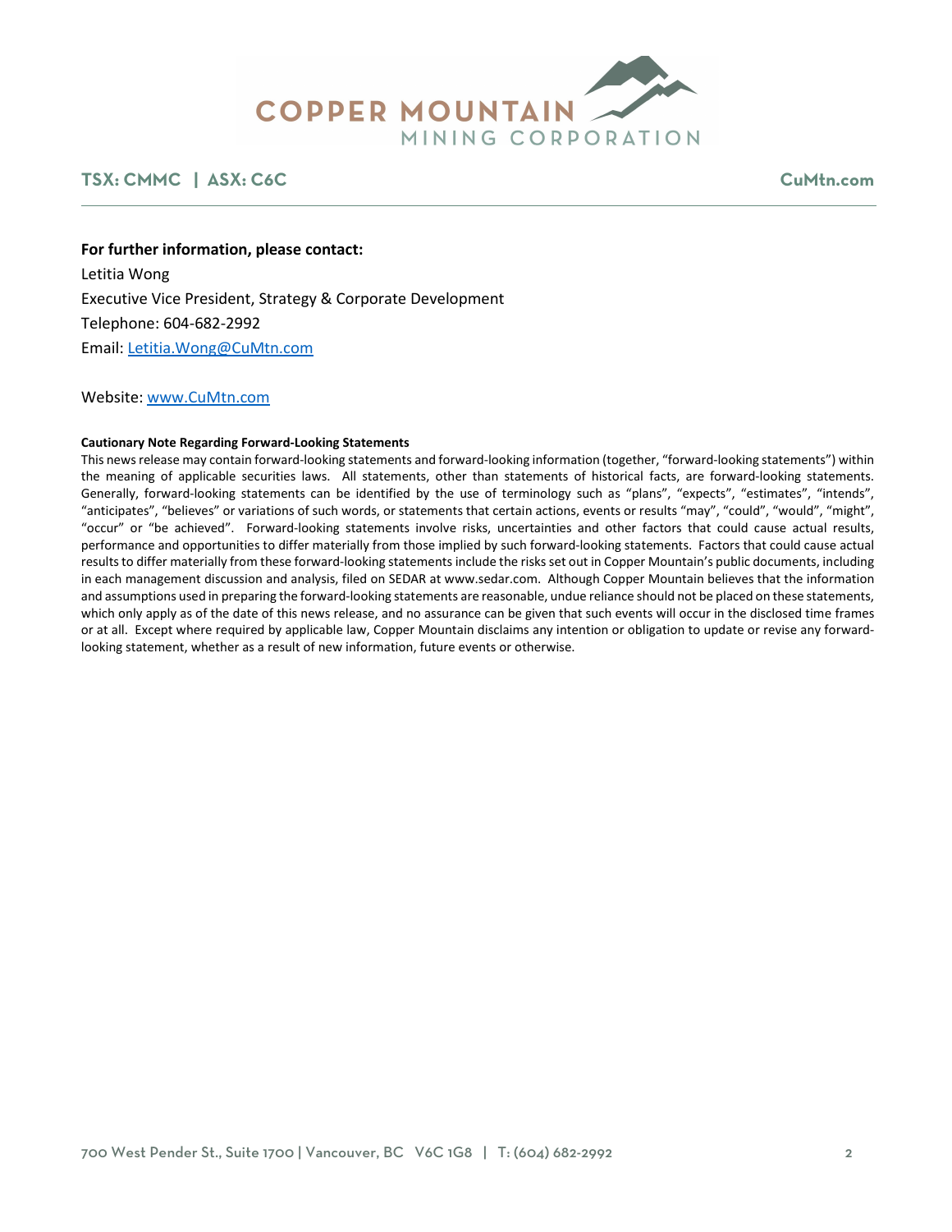**For further information, please contact:**

Letitia Wong

Executive Vice President, Strategy & Corporate Development

Telephone: 604-682-2992

Email: Letitia.Wong@CuMtn.com

Website: www.CuMtn.com

**Cautionary Note Regarding Forward-Looking Statements**

This news release may contain forward-looking statements and forward-looking information (together, "forward-looking statements") within the meaning of applicable securities laws. All statements, other than statements of historical facts, are forward-looking statements. Generally, forward-looking statements can be identified by the use of terminology such as "plans", "expects", "estimates", "intends", "anticipates", "believes" or variations of such words, or statements that certain actions, events or results "may", "could", "would", "might", "occur" or "be achieved". Forward-looking statements involve risks, uncertainties and other factors that could cause actual results, performance and opportunities to differ materially from those implied by such forward-looking statements. Factors that could cause actual results to differ materially from these forward-looking statements include the risks set out in Copper Mountain's public documents, including in each management discussion and analysis, filed on SEDAR at www.sedar.com. Although Copper Mountain believes that the information and assumptions used in preparing the forward-looking statements are reasonable, undue reliance should not be placed on these statements, which only apply as of the date of this news release, and no assurance can be given that such events will occur in the disclosed time frames or at all. Except where required by applicable law, Copper Mountain disclaims any intention or obligation to update or revise any forward-looking statement, whether as a result of new information, future events or otherwise.